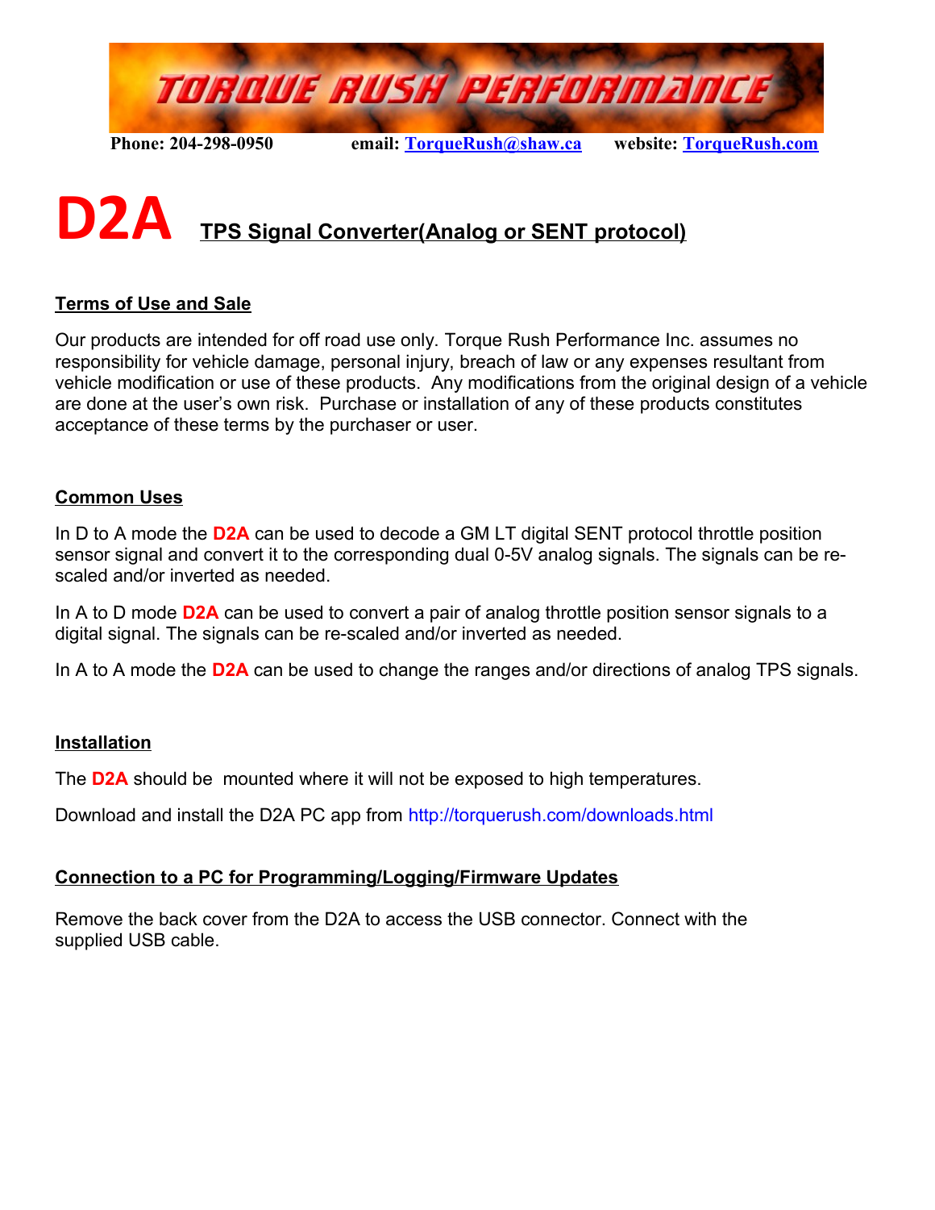# TORQUE RUSH PERFORMANCE

**Phone: 204-298-0950** **email: [TorqueRush@shaw.ca](mailto:TorqueRush@shaw.ca)** **website: [TorqueRush.com](http://TorqueRush.com)**

# D2A TPS Signal Converter(Analog or SENT protocol)

## Terms of Use and Sale

Our products are intended for off road use only. Torque Rush Performance Inc. assumes no responsibility for vehicle damage, personal injury, breach of law or any expenses resultant from vehicle modification or use of these products. Any modifications from the original design of a vehicle are done at the user's own risk. Purchase or installation of any of these products constitutes acceptance of these terms by the purchaser or user.

## Common Uses

In D to A mode the **D2A** can be used to decode a GM LT digital SENT protocol throttle position sensor signal and convert it to the corresponding dual 0-5V analog signals. The signals can be re-scaled and/or inverted as needed.

In A to D mode **D2A** can be used to convert a pair of analog throttle position sensor signals to a digital signal. The signals can be re-scaled and/or inverted as needed.

In A to A mode the **D2A** can be used to change the ranges and/or directions of analog TPS signals.

## Installation

The **D2A** should be mounted where it will not be exposed to high temperatures.

Download and install the D2A PC app from http://torquerush.com/downloads.html

## Connection to a PC for Programming/Logging/Firmware Updates

Remove the back cover from the D2A to access the USB connector. Connect with the supplied USB cable.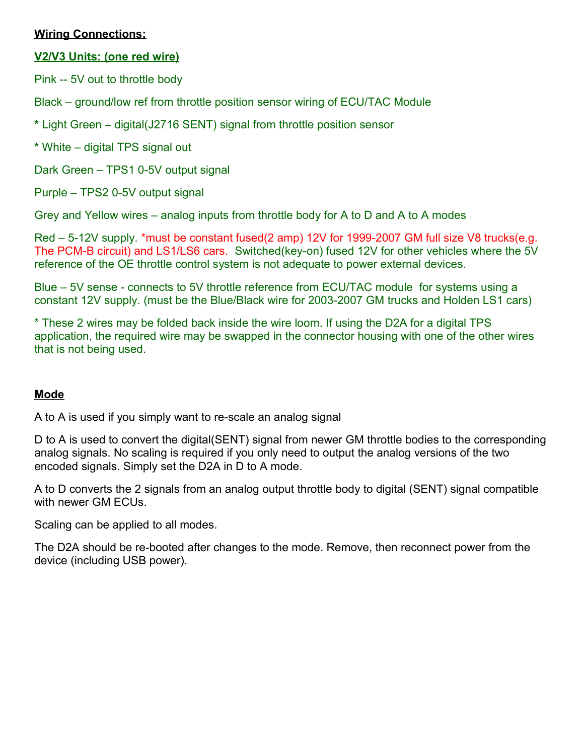**Wiring Connections:**

**V2/V3 Units: (one red wire)**

Pink -- 5V out to throttle body

Black – ground/low ref from throttle position sensor wiring of ECU/TAC Module

* Light Green – digital(J2716 SENT) signal from throttle position sensor

* White – digital TPS signal out

Dark Green – TPS1 0-5V output signal

Purple – TPS2 0-5V output signal

Grey and Yellow wires – analog inputs from throttle body for A to D and A to A modes

Red – 5-12V supply. *must be constant fused(2 amp) 12V for 1999-2007 GM full size V8 trucks(e.g. The PCM-B circuit) and LS1/LS6 cars. Switched(key-on) fused 12V for other vehicles where the 5V reference of the OE throttle control system is not adequate to power external devices.

Blue – 5V sense - connects to 5V throttle reference from ECU/TAC module for systems using a constant 12V supply. (must be the Blue/Black wire for 2003-2007 GM trucks and Holden LS1 cars)

* These 2 wires may be folded back inside the wire loom. If using the D2A for a digital TPS application, the required wire may be swapped in the connector housing with one of the other wires that is not being used.

**Mode**

A to A is used if you simply want to re-scale an analog signal

D to A is used to convert the digital(SENT) signal from newer GM throttle bodies to the corresponding analog signals. No scaling is required if you only need to output the analog versions of the two encoded signals. Simply set the D2A in D to A mode.

A to D converts the 2 signals from an analog output throttle body to digital (SENT) signal compatible with newer GM ECUs.

Scaling can be applied to all modes.

The D2A should be re-booted after changes to the mode. Remove, then reconnect power from the device (including USB power).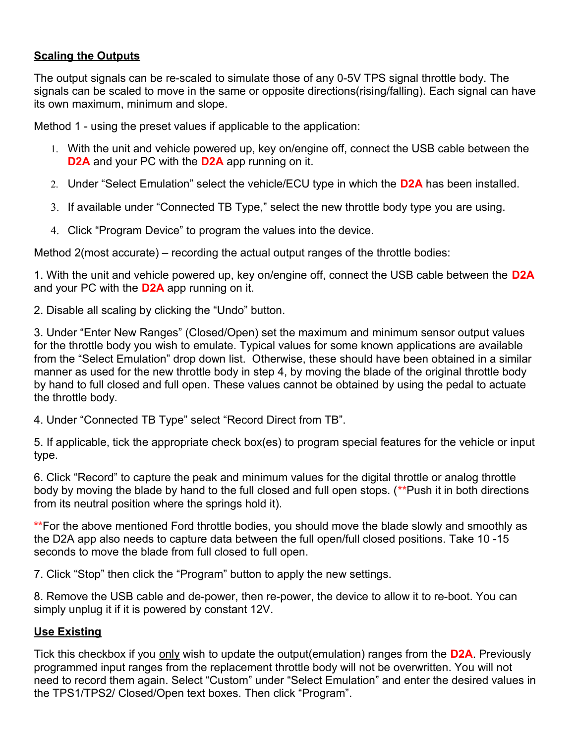## Scaling the Outputs

The output signals can be re-scaled to simulate those of any 0-5V TPS signal throttle body. The signals can be scaled to move in the same or opposite directions(rising/falling). Each signal can have its own maximum, minimum and slope.

Method 1 - using the preset values if applicable to the application:

1. With the unit and vehicle powered up, key on/engine off, connect the USB cable between the **D2A** and your PC with the **D2A** app running on it.
2. Under “Select Emulation” select the vehicle/ECU type in which the **D2A** has been installed.
3. If available under “Connected TB Type,” select the new throttle body type you are using.
4. Click “Program Device” to program the values into the device.

Method 2(most accurate) – recording the actual output ranges of the throttle bodies:

1. With the unit and vehicle powered up, key on/engine off, connect the USB cable between the **D2A** and your PC with the **D2A** app running on it.

2. Disable all scaling by clicking the “Undo” button.

3. Under “Enter New Ranges” (Closed/Open) set the maximum and minimum sensor output values for the throttle body you wish to emulate. Typical values for some known applications are available from the “Select Emulation” drop down list. Otherwise, these should have been obtained in a similar manner as used for the new throttle body in step 4, by moving the blade of the original throttle body by hand to full closed and full open. These values cannot be obtained by using the pedal to actuate the throttle body.

4. Under “Connected TB Type” select “Record Direct from TB”.

5. If applicable, tick the appropriate check box(es) to program special features for the vehicle or input type.

6. Click “Record” to capture the peak and minimum values for the digital throttle or analog throttle body by moving the blade by hand to the full closed and full open stops. (**Push it in both directions from its neutral position where the springs hold it).

**For the above mentioned Ford throttle bodies, you should move the blade slowly and smoothly as the D2A app also needs to capture data between the full open/full closed positions. Take 10 -15 seconds to move the blade from full closed to full open.

7. Click “Stop” then click the “Program” button to apply the new settings.

8. Remove the USB cable and de-power, then re-power, the device to allow it to re-boot. You can simply unplug it if it is powered by constant 12V.

## Use Existing

Tick this checkbox if you <u>only</u> wish to update the output(emulation) ranges from the **D2A**. Previously programmed input ranges from the replacement throttle body will not be overwritten. You will not need to record them again. Select “Custom” under “Select Emulation” and enter the desired values in the TPS1/TPS2/ Closed/Open text boxes. Then click “Program”.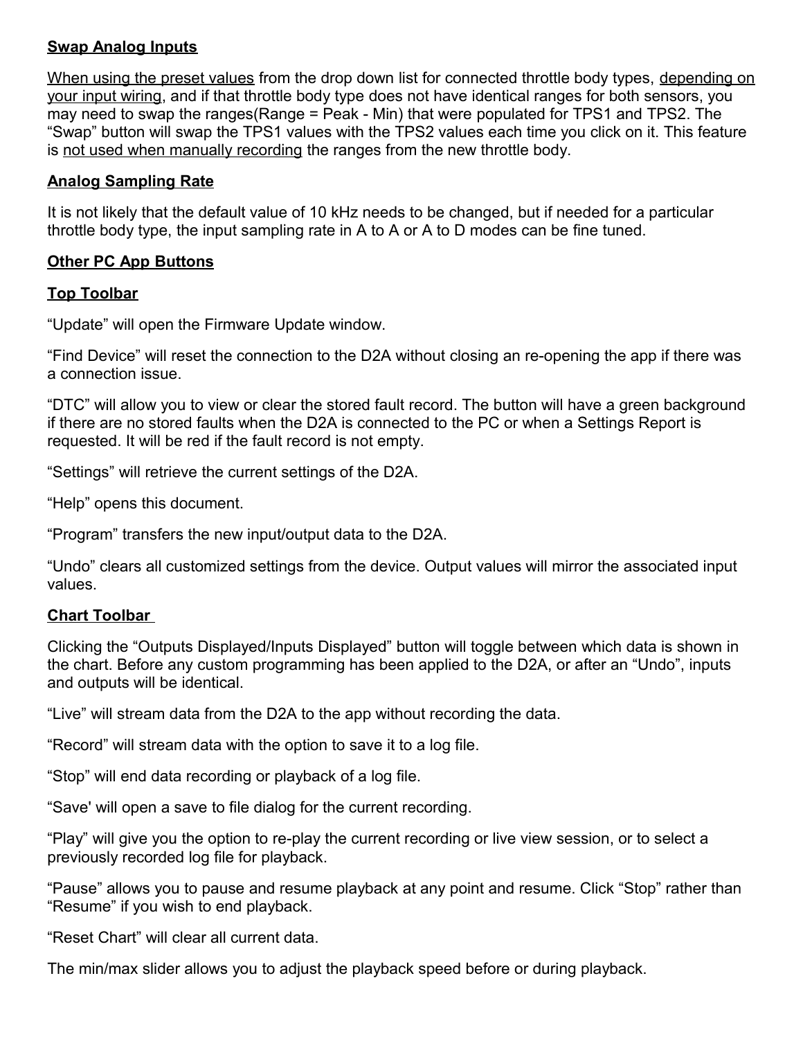## Swap Analog Inputs

When using the preset values from the drop down list for connected throttle body types, depending on your input wiring, and if that throttle body type does not have identical ranges for both sensors, you may need to swap the ranges(Range = Peak - Min) that were populated for TPS1 and TPS2. The “Swap” button will swap the TPS1 values with the TPS2 values each time you click on it. This feature is not used when manually recording the ranges from the new throttle body.

## Analog Sampling Rate

It is not likely that the default value of 10 kHz needs to be changed, but if needed for a particular throttle body type, the input sampling rate in A to A or A to D modes can be fine tuned.

## Other PC App Buttons

### Top Toolbar

“Update” will open the Firmware Update window.

“Find Device” will reset the connection to the D2A without closing an re-opening the app if there was a connection issue.

“DTC” will allow you to view or clear the stored fault record. The button will have a green background if there are no stored faults when the D2A is connected to the PC or when a Settings Report is requested. It will be red if the fault record is not empty.

“Settings” will retrieve the current settings of the D2A.

“Help” opens this document.

“Program” transfers the new input/output data to the D2A.

“Undo” clears all customized settings from the device. Output values will mirror the associated input values.

### Chart Toolbar

Clicking the “Outputs Displayed/Inputs Displayed” button will toggle between which data is shown in the chart. Before any custom programming has been applied to the D2A, or after an “Undo”, inputs and outputs will be identical.

“Live” will stream data from the D2A to the app without recording the data.

“Record” will stream data with the option to save it to a log file.

“Stop” will end data recording or playback of a log file.

“Save' will open a save to file dialog for the current recording.

“Play” will give you the option to re-play the current recording or live view session, or to select a previously recorded log file for playback.

“Pause” allows you to pause and resume playback at any point and resume. Click “Stop” rather than “Resume” if you wish to end playback.

“Reset Chart” will clear all current data.

The min/max slider allows you to adjust the playback speed before or during playback.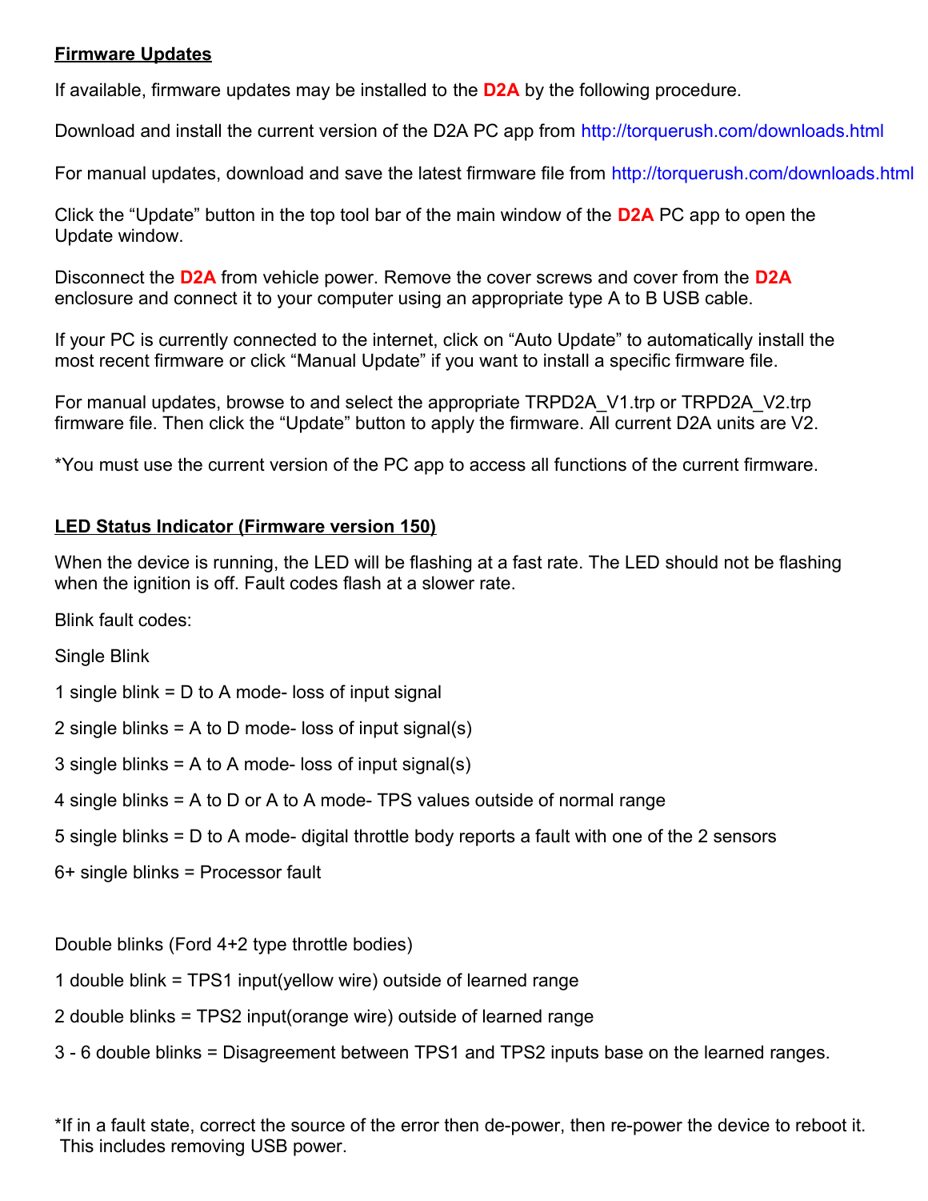## Firmware Updates

If available, firmware updates may be installed to the **D2A** by the following procedure.

Download and install the current version of the D2A PC app from http://torquerush.com/downloads.html

For manual updates, download and save the latest firmware file from http://torquerush.com/downloads.html

Click the “Update” button in the top tool bar of the main window of the **D2A** PC app to open the Update window.

Disconnect the **D2A** from vehicle power. Remove the cover screws and cover from the **D2A** enclosure and connect it to your computer using an appropriate type A to B USB cable.

If your PC is currently connected to the internet, click on “Auto Update” to automatically install the most recent firmware or click “Manual Update” if you want to install a specific firmware file.

For manual updates, browse to and select the appropriate TRPD2A_V1.trp or TRPD2A_V2.trp firmware file. Then click the “Update” button to apply the firmware. All current D2A units are V2.

*You must use the current version of the PC app to access all functions of the current firmware.

## LED Status Indicator (Firmware version 150)

When the device is running, the LED will be flashing at a fast rate. The LED should not be flashing when the ignition is off. Fault codes flash at a slower rate.

Blink fault codes:

Single Blink

1 single blink = D to A mode- loss of input signal

2 single blinks = A to D mode- loss of input signal(s)

3 single blinks = A to A mode- loss of input signal(s)

4 single blinks = A to D or A to A mode- TPS values outside of normal range

5 single blinks = D to A mode- digital throttle body reports a fault with one of the 2 sensors

6+ single blinks = Processor fault

Double blinks (Ford 4+2 type throttle bodies)

1 double blink = TPS1 input(yellow wire) outside of learned range

2 double blinks = TPS2 input(orange wire) outside of learned range

3 - 6 double blinks = Disagreement between TPS1 and TPS2 inputs base on the learned ranges.

*If in a fault state, correct the source of the error then de-power, then re-power the device to reboot it. This includes removing USB power.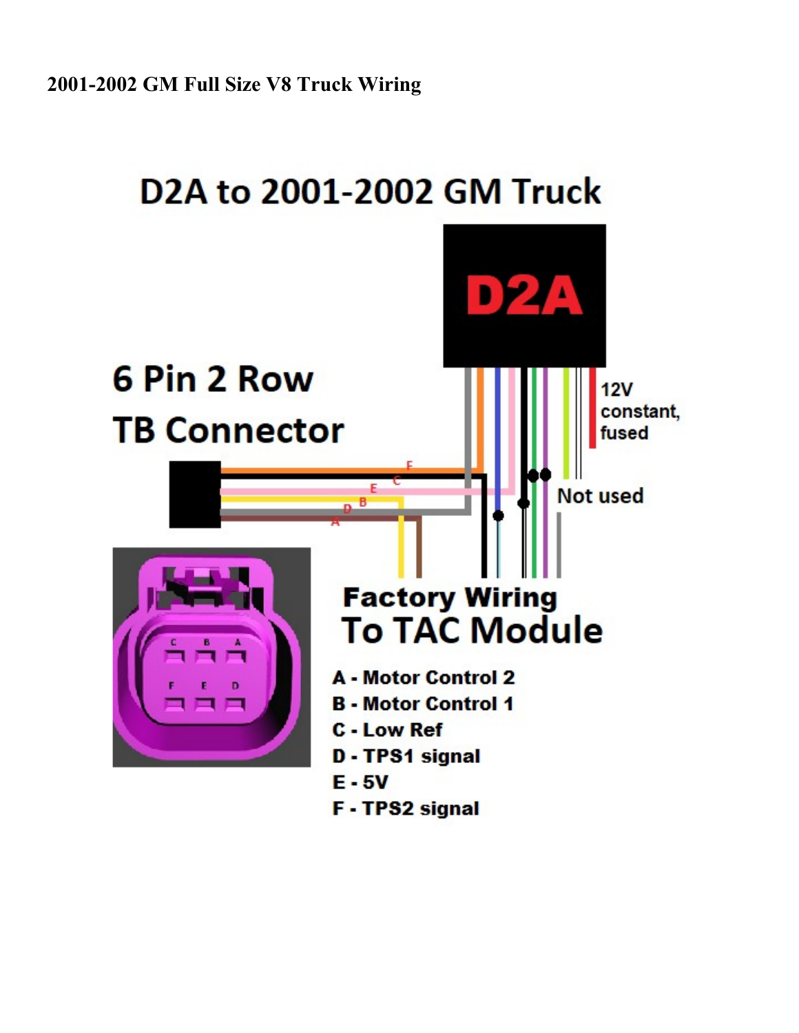**2001-2002 GM Full Size V8 Truck Wiring**

D2A to 2001-2002 GM Truck

D2A

6 Pin 2 Row TB Connector

12V constant, fused

Not used

Factory Wiring To TAC Module

A - Motor Control 2
B - Motor Control 1
C - Low Ref
D - TPS1 signal
E - 5V
F - TPS2 signal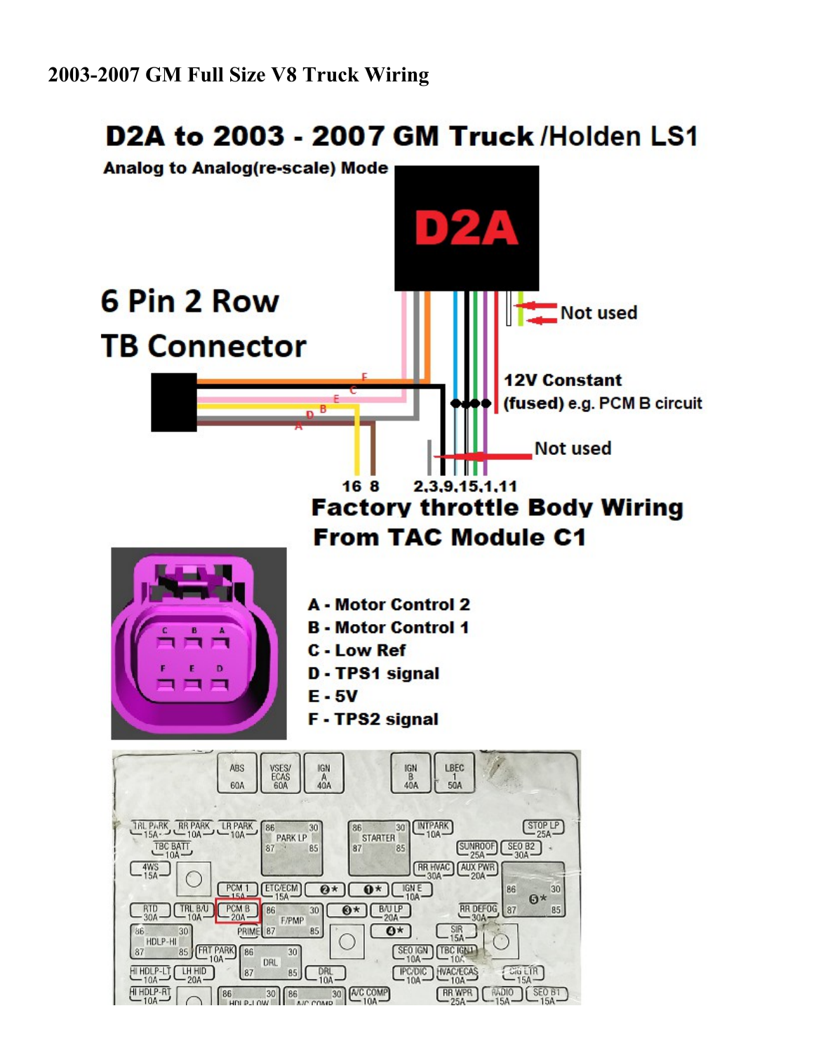# 2003-2007 GM Full Size V8 Truck Wiring

## D2A to 2003 - 2007 GM Truck /Holden LS1

**Analog to Analog(re-scale) Mode**

D2A

Not used

**6 Pin 2 Row**

**TB Connector**

12V Constant (fused) e.g. PCM B circuit

Not used

16 8 2,3,9,15,1,11

**Factory throttle Body Wiring From TAC Module C1**

- **A** - Motor Control 2
- **B** - Motor Control 1
- **C** - Low Ref
- **D** - TPS1 signal
- **E** - 5V
- **F** - TPS2 signal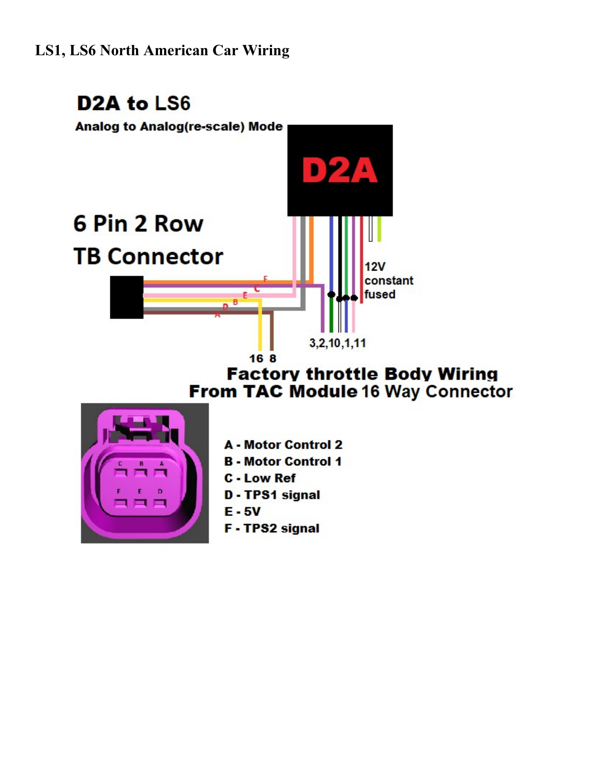## LS1, LS6 North American Car Wiring

**D2A to LS6**

**Analog to Analog(re-scale) Mode**

**D2A**

**6 Pin 2 Row**

**TB Connector**

12V constant fused

3,2,10,1,11

16 8

**Factory throttle Body Wiring From TAC Module 16 Way Connector**

- A - Motor Control 2
- B - Motor Control 1
- C - Low Ref
- D - TPS1 signal
- E - 5V
- F - TPS2 signal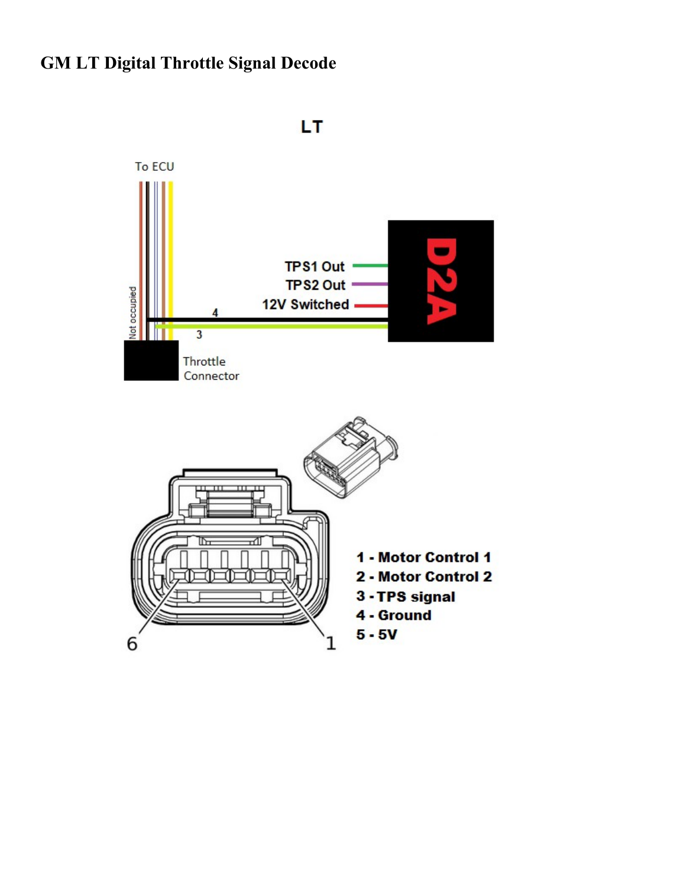# GM LT Digital Throttle Signal Decode

LT

To ECU

TPS1 Out

TPS2 Out

12V Switched

D2A

4

3

Not occupied

Throttle Connector

6

1

1 - Motor Control 1

2 - Motor Control 2

3 - TPS signal

4 - Ground

5 - 5V